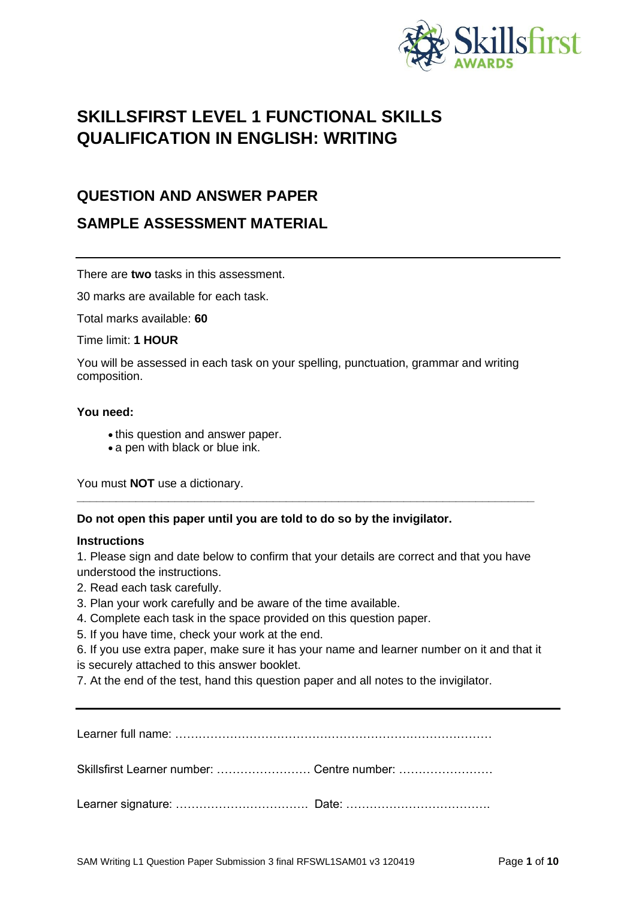# SKILLSFIRST LEVEL 1 FUNCTIONAL SKILLS QUALIFICATION IN ENGLISH: WRITING

## QUESTION AND ANSWER PAPER

## SAMPLE ASSESSMENT MATERIAL

---

There are **two** tasks in this assessment.

30 marks are available for each task.

Total marks available: **60**

Time limit: **1 HOUR**

You will be assessed in each task on your spelling, punctuation, grammar and writing composition.

**You need:**

- this question and answer paper.
- a pen with black or blue ink.

You must **NOT** use a dictionary.

---

**Do not open this paper until you are told to do so by the invigilator.**

**Instructions**

1. Please sign and date below to confirm that your details are correct and that you have understood the instructions.
2. Read each task carefully.
3. Plan your work carefully and be aware of the time available.
4. Complete each task in the space provided on this question paper.
5. If you have time, check your work at the end.
6. If you use extra paper, make sure it has your name and learner number on it and that it is securely attached to this answer booklet.
7. At the end of the test, hand this question paper and all notes to the invigilator.

---

Learner full name: ……………………………………………………………………

Skillsfirst Learner number: …………………… Centre number: ……………………

Learner signature: …………………………… Date: ……………………………….

SAM Writing L1 Question Paper Submission 3 final RFSWL1SAM01 v3 120419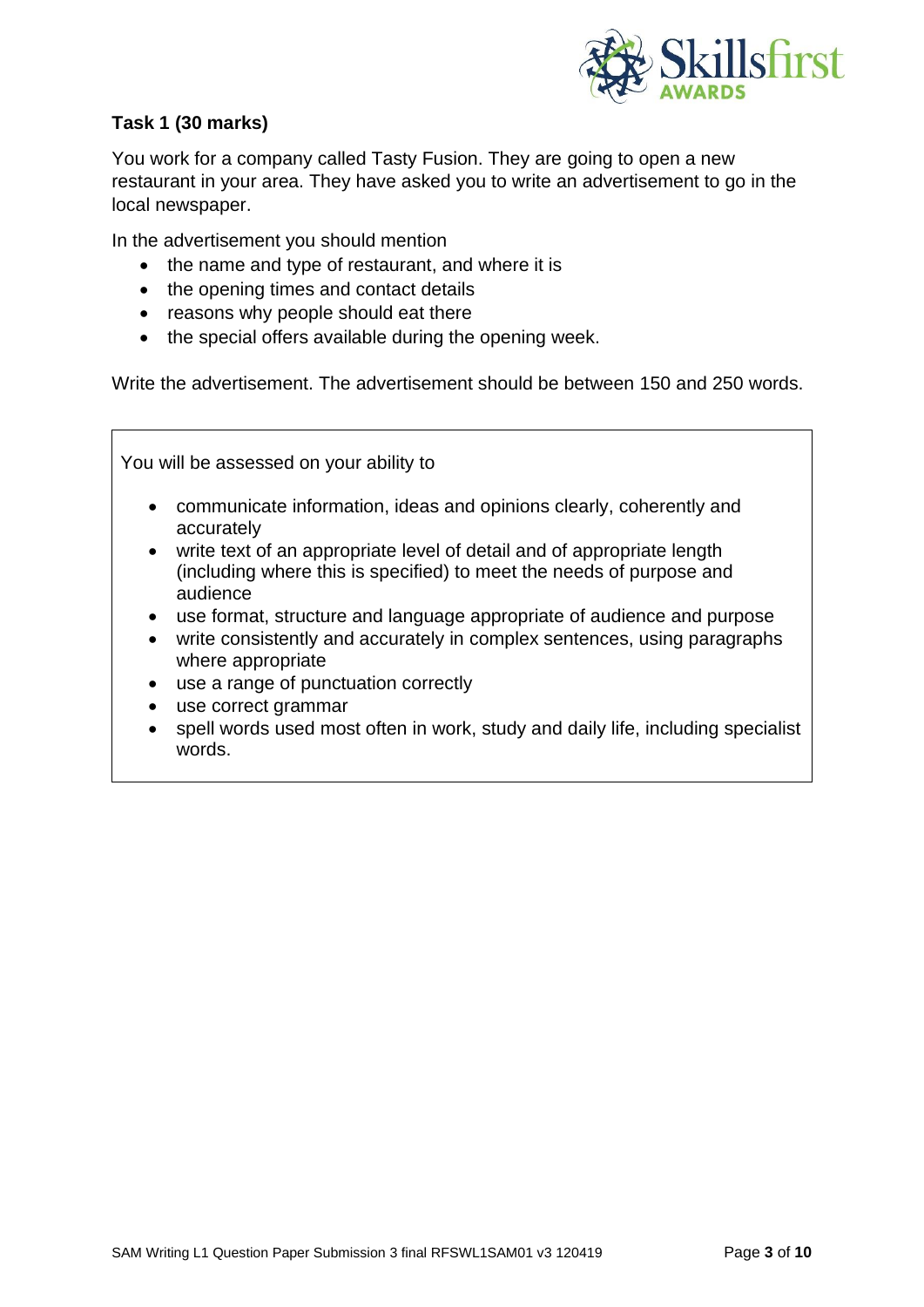**Task 1 (30 marks)**

You work for a company called Tasty Fusion. They are going to open a new restaurant in your area. They have asked you to write an advertisement to go in the local newspaper.

In the advertisement you should mention

- the name and type of restaurant, and where it is
- the opening times and contact details
- reasons why people should eat there
- the special offers available during the opening week.

Write the advertisement. The advertisement should be between 150 and 250 words.

You will be assessed on your ability to

- communicate information, ideas and opinions clearly, coherently and accurately
- write text of an appropriate level of detail and of appropriate length (including where this is specified) to meet the needs of purpose and audience
- use format, structure and language appropriate of audience and purpose
- write consistently and accurately in complex sentences, using paragraphs where appropriate
- use a range of punctuation correctly
- use correct grammar
- spell words used most often in work, study and daily life, including specialist words.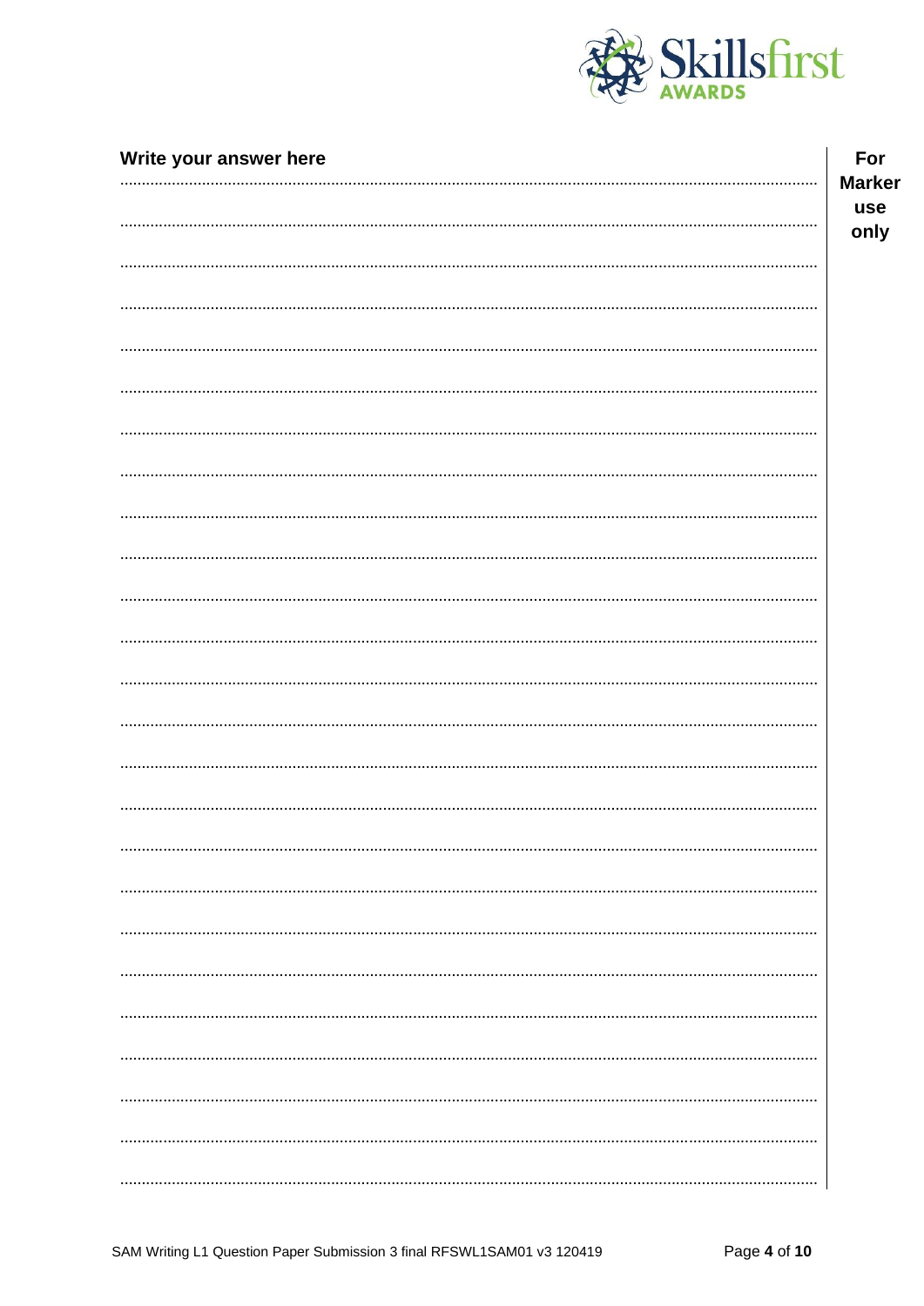**Write your answer here**

**For Marker use only**

.............................................................................................................................................................

.............................................................................................................................................................

.............................................................................................................................................................

.............................................................................................................................................................

.............................................................................................................................................................

.............................................................................................................................................................

.............................................................................................................................................................

.............................................................................................................................................................

.............................................................................................................................................................

.............................................................................................................................................................

.............................................................................................................................................................

.............................................................................................................................................................

.............................................................................................................................................................

.............................................................................................................................................................

.............................................................................................................................................................

.............................................................................................................................................................

.............................................................................................................................................................

.............................................................................................................................................................

.............................................................................................................................................................

.............................................................................................................................................................

.............................................................................................................................................................

.............................................................................................................................................................

.............................................................................................................................................................

.............................................................................................................................................................

.............................................................................................................................................................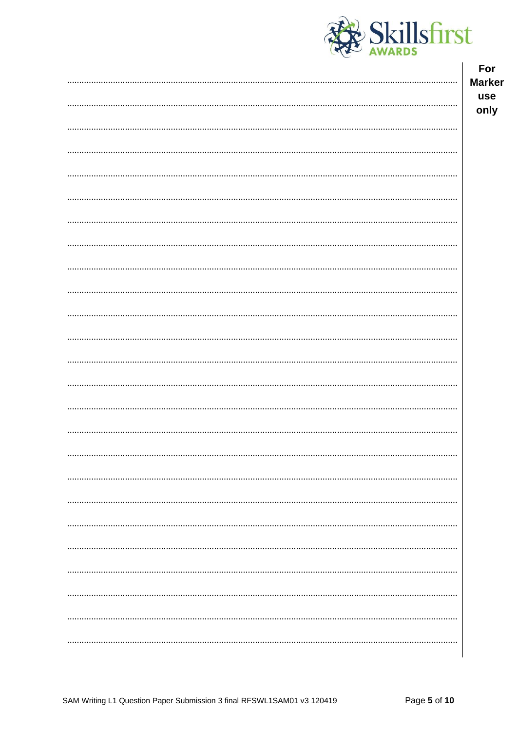For Marker use only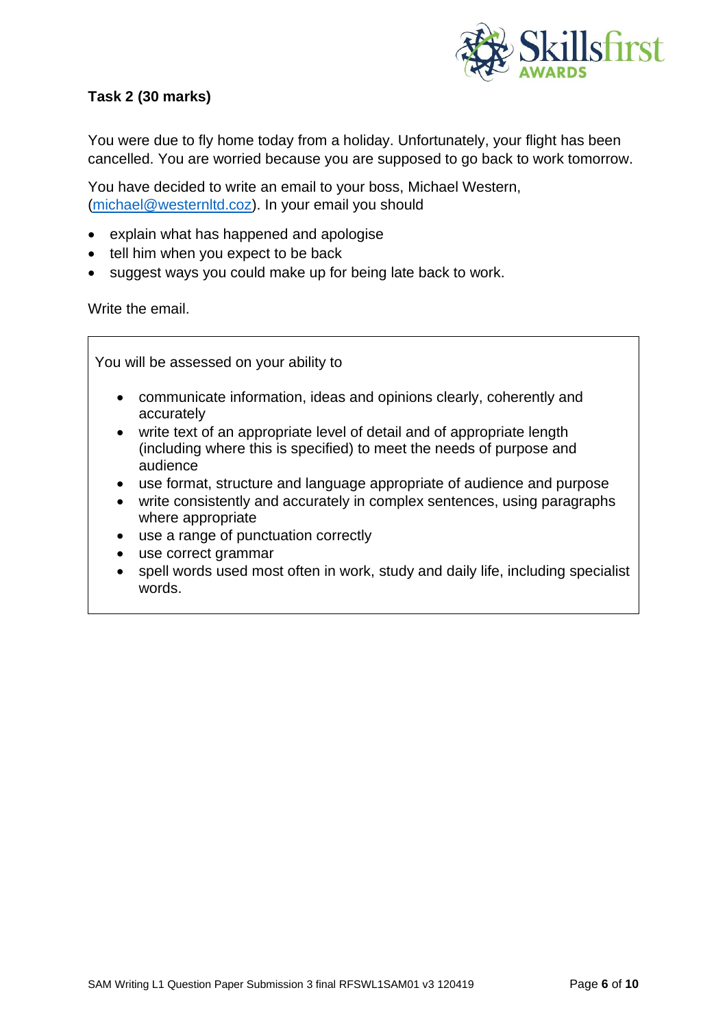## Task 2 (30 marks)

You were due to fly home today from a holiday. Unfortunately, your flight has been cancelled. You are worried because you are supposed to go back to work tomorrow.

You have decided to write an email to your boss, Michael Western, (michael@westernltd.coz). In your email you should

- explain what has happened and apologise
- tell him when you expect to be back
- suggest ways you could make up for being late back to work.

Write the email.

> You will be assessed on your ability to
>
> - communicate information, ideas and opinions clearly, coherently and accurately
> - write text of an appropriate level of detail and of appropriate length (including where this is specified) to meet the needs of purpose and audience
> - use format, structure and language appropriate of audience and purpose
> - write consistently and accurately in complex sentences, using paragraphs where appropriate
> - use a range of punctuation correctly
> - use correct grammar
> - spell words used most often in work, study and daily life, including specialist words.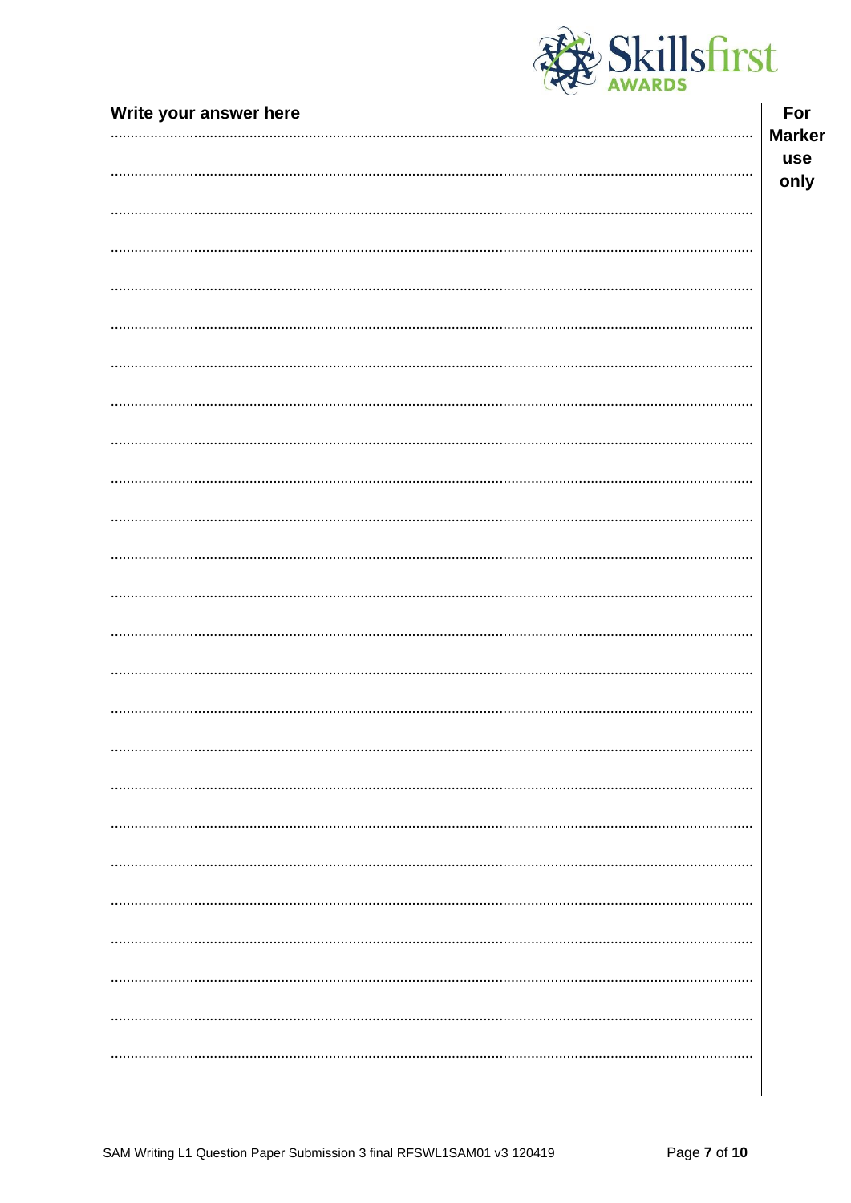**Write your answer here**

**For Marker use only**

..............................................................................................................................................

..............................................................................................................................................

..............................................................................................................................................

..............................................................................................................................................

..............................................................................................................................................

..............................................................................................................................................

..............................................................................................................................................

..............................................................................................................................................

..............................................................................................................................................

..............................................................................................................................................

..............................................................................................................................................

..............................................................................................................................................

..............................................................................................................................................

..............................................................................................................................................

..............................................................................................................................................

..............................................................................................................................................

..............................................................................................................................................

..............................................................................................................................................

..............................................................................................................................................

..............................................................................................................................................

..............................................................................................................................................

..............................................................................................................................................

..............................................................................................................................................

..............................................................................................................................................

..............................................................................................................................................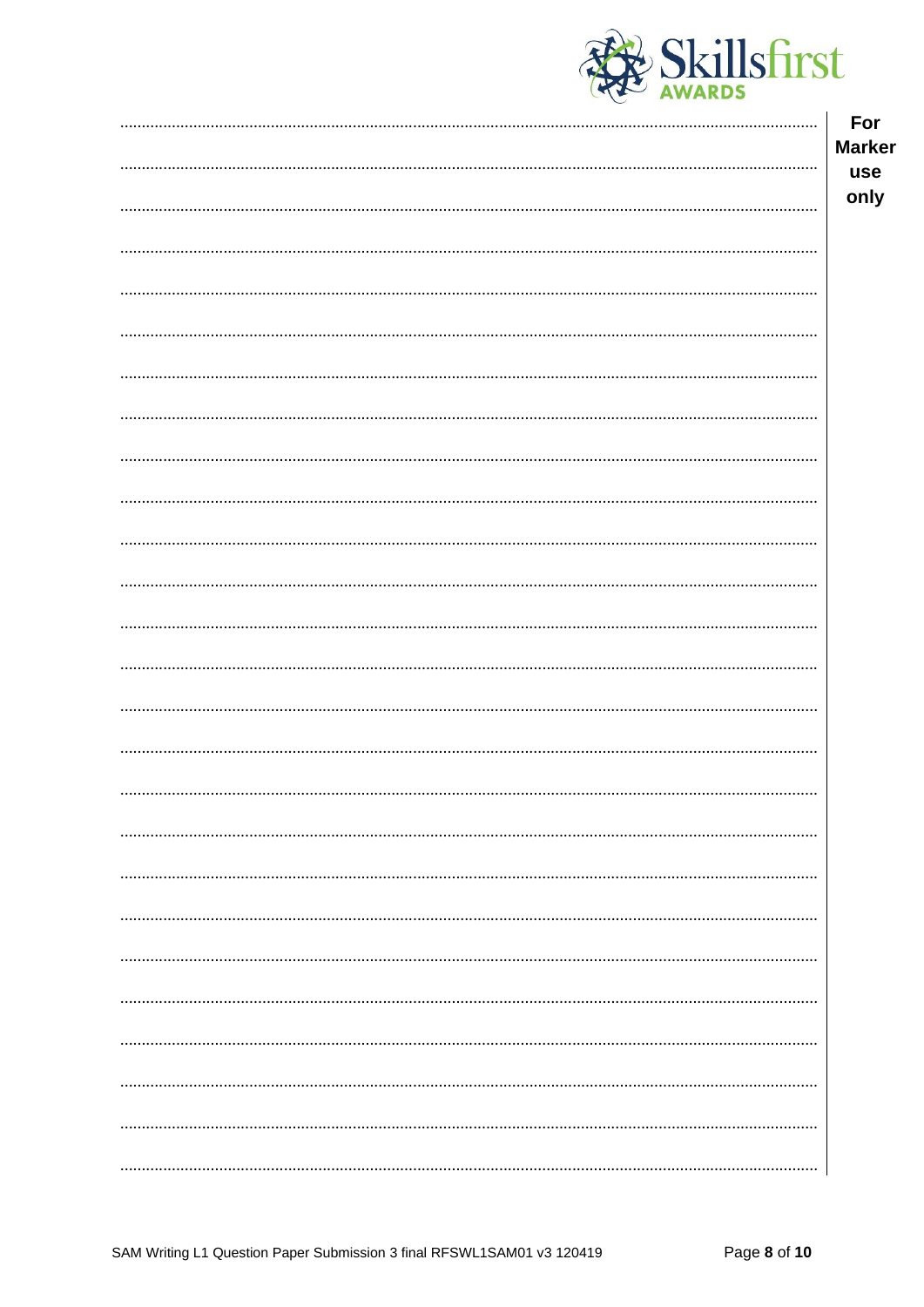For Marker use only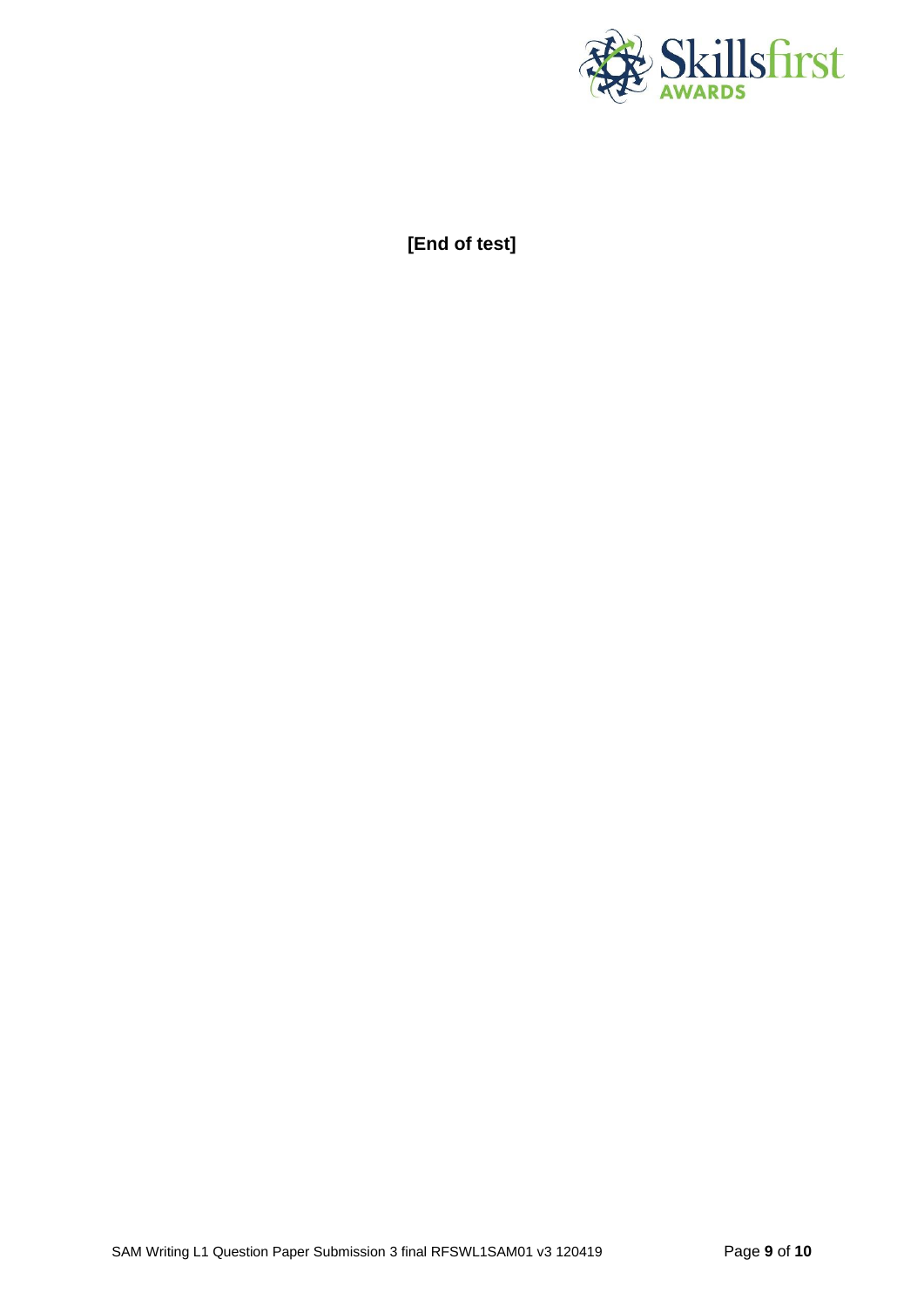**[End of test]**